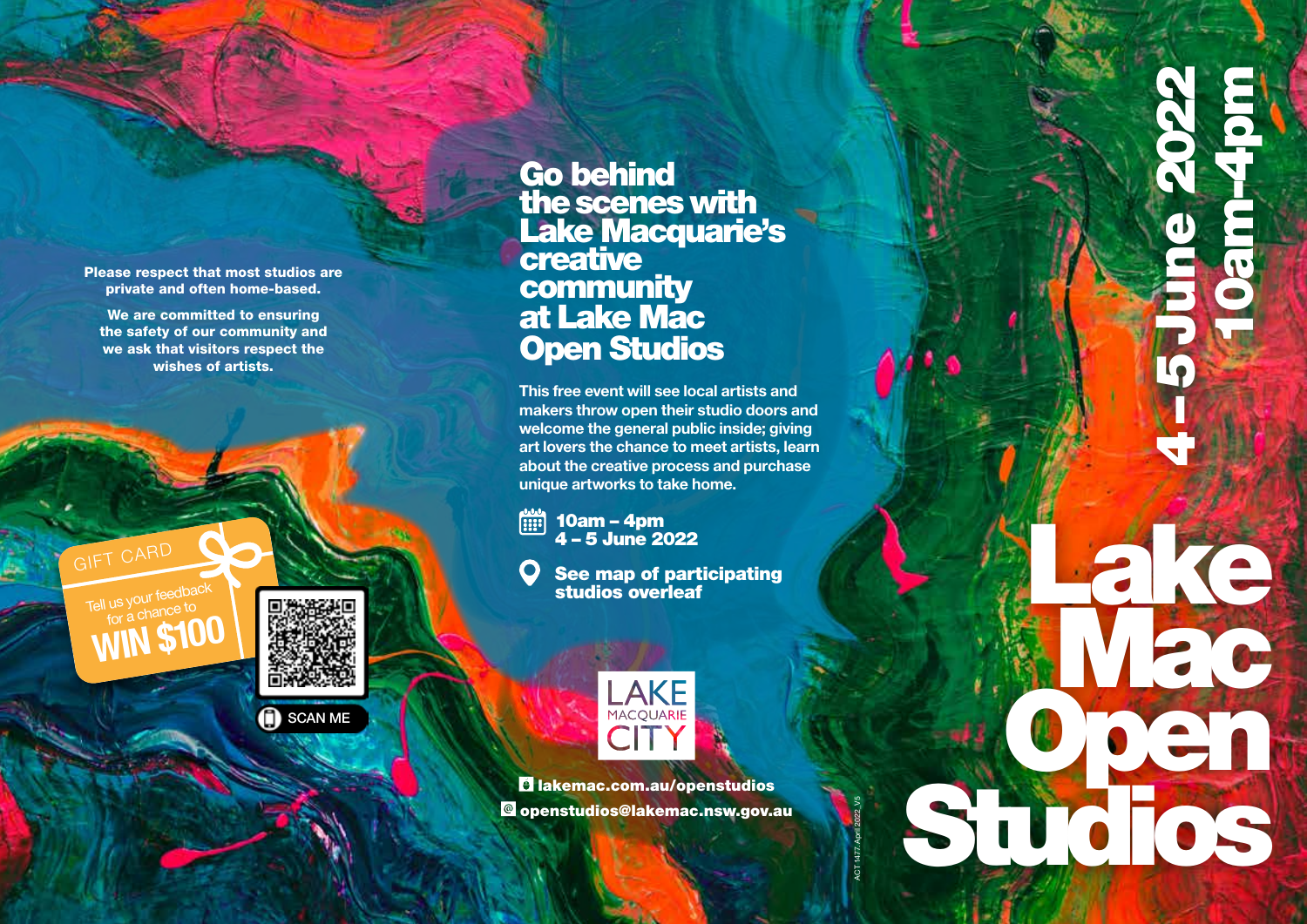Please respect that most studios are private and often home-based.

We are committed to ensuring the safety of our community and we ask that visitors respect the wishes of artists.

GIFT CARD

Tell us your feedback for a chance to

**WIN $100**

SCAN ME

# Go behind the scenes with Lake Macquarie's creative community at Lake Mac Open Studios

**This free event will see local artists and makers throw open their studio doors and welcome the general public inside; giving art lovers the chance to meet artists, learn about the creative process and purchase unique artworks to take home.**

**10am – 4pm**
**4 – 5 June 2022**

**See map of participating studios overleaf**

LAKE MACQUARIE CITY

**lakemac.com.au/openstudios**

**openstudios@lakemac.nsw.gov.au**

ACT 1477 April 2022_V5

**4 – 5 June 2022**
**10am-4pm**

# Lake Mac Open Studios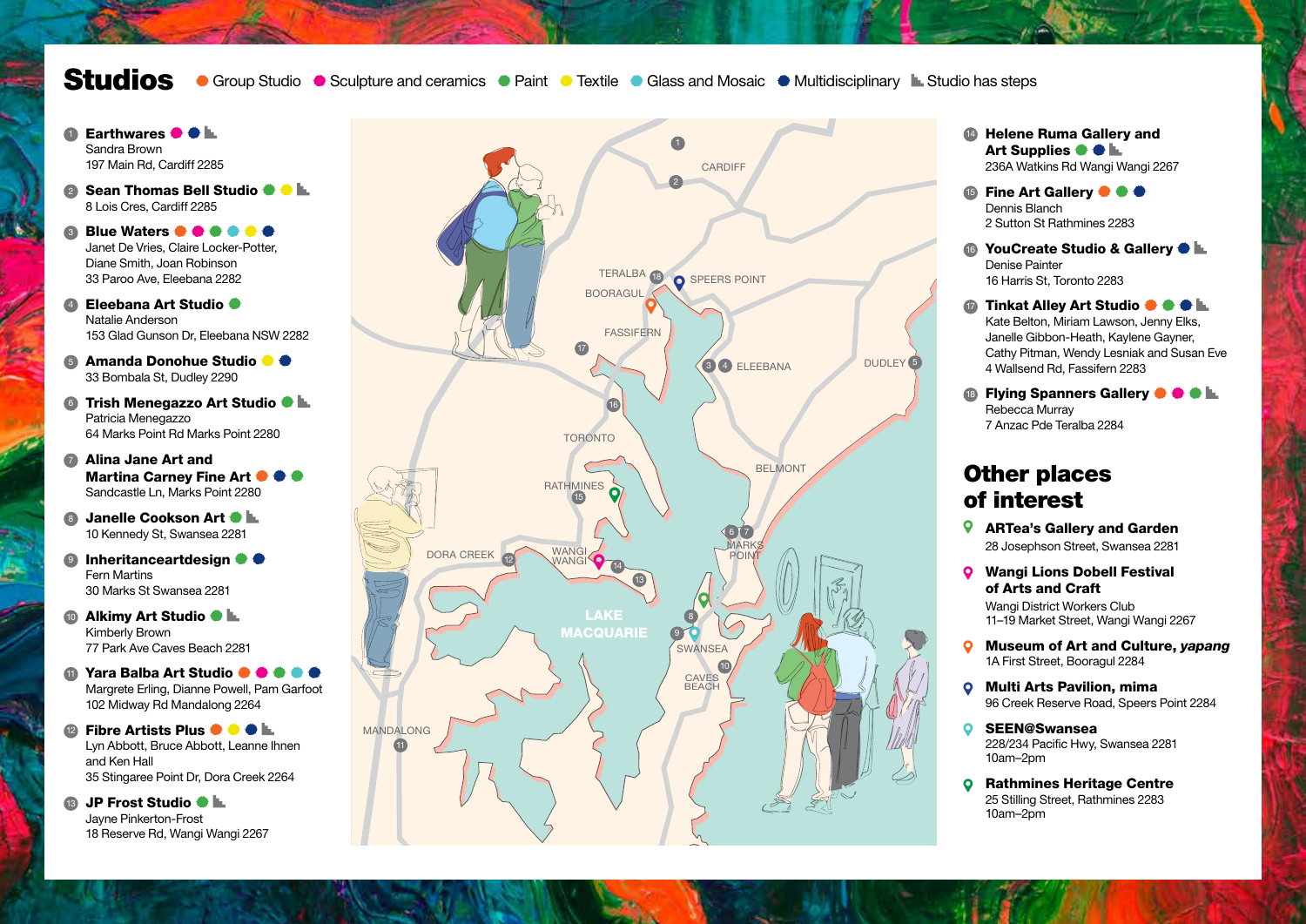# Studios

Group Studio · Sculpture and ceramics · Paint · Textile · Glass and Mosaic · Multidisciplinary · Studio has steps

1. **Earthwares**
   Sandra Brown
   197 Main Rd, Cardiff 2285

2. **Sean Thomas Bell Studio**
   8 Lois Cres, Cardiff 2285

3. **Blue Waters**
   Janet De Vries, Claire Locker-Potter, Diane Smith, Joan Robinson
   33 Paroo Ave, Eleebana 2282

4. **Eleebana Art Studio**
   Natalie Anderson
   153 Glad Gunson Dr, Eleebana NSW 2282

5. **Amanda Donohue Studio**
   33 Bombala St, Dudley 2290

6. **Trish Menegazzo Art Studio**
   Patricia Menegazzo
   64 Marks Point Rd Marks Point 2280

7. **Alina Jane Art and Martina Carney Fine Art**
   Sandcastle Ln, Marks Point 2280

8. **Janelle Cookson Art**
   10 Kennedy St, Swansea 2281

9. **Inheritanceartdesign**
   Fern Martins
   30 Marks St Swansea 2281

10. **Alkimy Art Studio**
    Kimberly Brown
    77 Park Ave Caves Beach 2281

11. **Yara Balba Art Studio**
    Margrete Erling, Dianne Powell, Pam Garfoot
    102 Midway Rd Mandalong 2264

12. **Fibre Artists Plus**
    Lyn Abbott, Bruce Abbott, Leanne Ihnen and Ken Hall
    35 Stingaree Point Dr, Dora Creek 2264

13. **JP Frost Studio**
    Jayne Pinkerton-Frost
    18 Reserve Rd, Wangi Wangi 2267

14. **Helene Ruma Gallery and Art Supplies**
    236A Watkins Rd Wangi Wangi 2267

15. **Fine Art Gallery**
    Dennis Blanch
    2 Sutton St Rathmines 2283

16. **YouCreate Studio & Gallery**
    Denise Painter
    16 Harris St, Toronto 2283

17. **Tinkat Alley Art Studio**
    Kate Belton, Miriam Lawson, Jenny Elks, Janelle Gibbon-Heath, Kaylene Gayner, Cathy Pitman, Wendy Lesniak and Susan Eve
    4 Wallsend Rd, Fassifern 2283

18. **Flying Spanners Gallery**
    Rebecca Murray
    7 Anzac Pde Teralba 2284

CARDIFF
TERALBA
BOORAGUL
SPEERS POINT
FASSIFERN
ELEEBANA
DUDLEY
TORONTO
BELMONT
RATHMINES
DORA CREEK
WANGI WANGI
MARKS POINT
LAKE MACQUARIE
SWANSEA
CAVES BEACH
MANDALONG

# Other places of interest

**ARTea's Gallery and Garden**
28 Josephson Street, Swansea 2281

**Wangi Lions Dobell Festival of Arts and Craft**
Wangi District Workers Club
11–19 Market Street, Wangi Wangi 2267

**Museum of Art and Culture, *yapang***
1A First Street, Booragul 2284

**Multi Arts Pavilion, mima**
96 Creek Reserve Road, Speers Point 2284

**SEEN@Swansea**
228/234 Pacific Hwy, Swansea 2281
10am–2pm

**Rathmines Heritage Centre**
25 Stilling Street, Rathmines 2283
10am–2pm